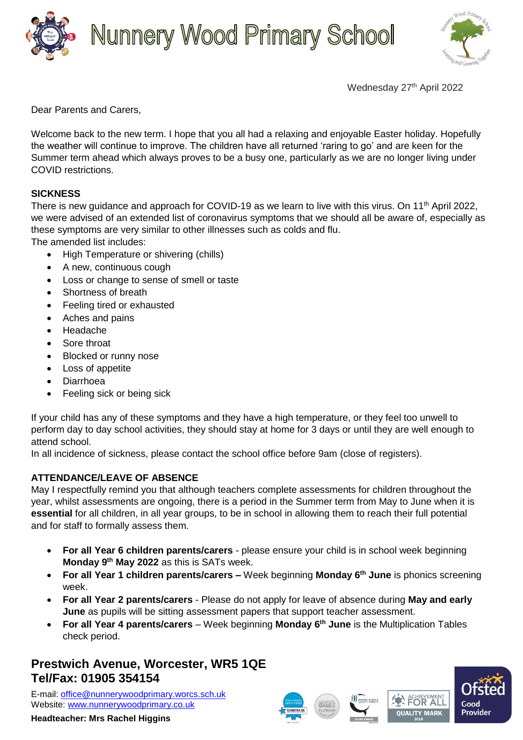# Nunnery Wood Primary School

Wednesday 27th April 2022

Dear Parents and Carers,

Welcome back to the new term. I hope that you all had a relaxing and enjoyable Easter holiday. Hopefully the weather will continue to improve. The children have all returned 'raring to go' and are keen for the Summer term ahead which always proves to be a busy one, particularly as we are no longer living under COVID restrictions.

**SICKNESS**

There is new guidance and approach for COVID-19 as we learn to live with this virus. On 11th April 2022, we were advised of an extended list of coronavirus symptoms that we should all be aware of, especially as these symptoms are very similar to other illnesses such as colds and flu.

The amended list includes:

- High Temperature or shivering (chills)
- A new, continuous cough
- Loss or change to sense of smell or taste
- Shortness of breath
- Feeling tired or exhausted
- Aches and pains
- Headache
- Sore throat
- Blocked or runny nose
- Loss of appetite
- Diarrhoea
- Feeling sick or being sick

If your child has any of these symptoms and they have a high temperature, or they feel too unwell to perform day to day school activities, they should stay at home for 3 days or until they are well enough to attend school.

In all incidence of sickness, please contact the school office before 9am (close of registers).

**ATTENDANCE/LEAVE OF ABSENCE**

May I respectfully remind you that although teachers complete assessments for children throughout the year, whilst assessments are ongoing, there is a period in the Summer term from May to June when it is **essential** for all children, in all year groups, to be in school in allowing them to reach their full potential and for staff to formally assess them.

- **For all Year 6 children parents/carers** - please ensure your child is in school week beginning **Monday 9th May 2022** as this is SATs week.
- **For all Year 1 children parents/carers –** Week beginning **Monday 6th June** is phonics screening week.
- **For all Year 2 parents/carers** - Please do not apply for leave of absence during **May and early June** as pupils will be sitting assessment papers that support teacher assessment.
- **For all Year 4 parents/carers** – Week beginning **Monday 6th June** is the Multiplication Tables check period.

**Prestwich Avenue, Worcester, WR5 1QE**
**Tel/Fax: 01905 354154**

E-mail: office@nunnerywoodprimary.worcs.sch.uk
Website: www.nunnerywoodprimary.co.uk

**Headteacher: Mrs Rachel Higgins**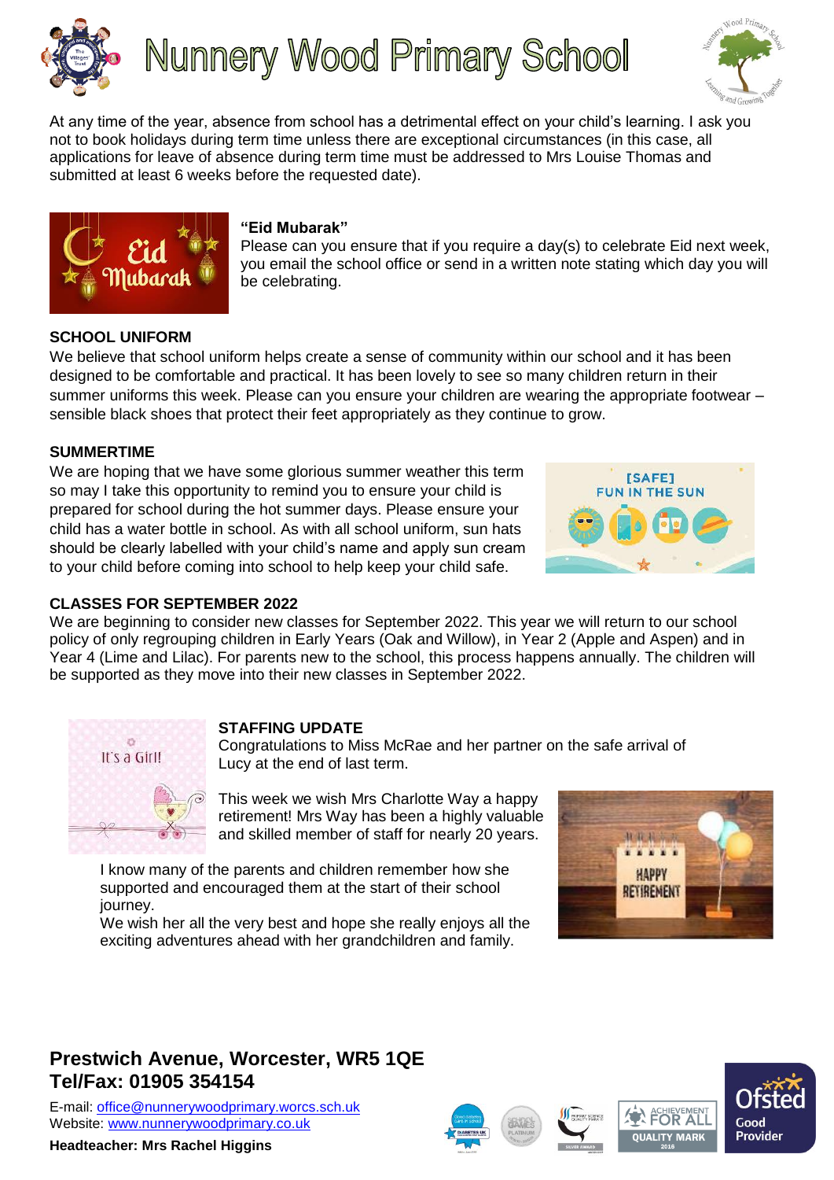# Nunnery Wood Primary School

At any time of the year, absence from school has a detrimental effect on your child's learning. I ask you not to book holidays during term time unless there are exceptional circumstances (in this case, all applications for leave of absence during term time must be addressed to Mrs Louise Thomas and submitted at least 6 weeks before the requested date).

**"Eid Mubarak"**
Please can you ensure that if you require a day(s) to celebrate Eid next week, you email the school office or send in a written note stating which day you will be celebrating.

**SCHOOL UNIFORM**

We believe that school uniform helps create a sense of community within our school and it has been designed to be comfortable and practical. It has been lovely to see so many children return in their summer uniforms this week. Please can you ensure your children are wearing the appropriate footwear – sensible black shoes that protect their feet appropriately as they continue to grow.

**SUMMERTIME**

We are hoping that we have some glorious summer weather this term so may I take this opportunity to remind you to ensure your child is prepared for school during the hot summer days. Please ensure your child has a water bottle in school. As with all school uniform, sun hats should be clearly labelled with your child's name and apply sun cream to your child before coming into school to help keep your child safe.

**CLASSES FOR SEPTEMBER 2022**

We are beginning to consider new classes for September 2022. This year we will return to our school policy of only regrouping children in Early Years (Oak and Willow), in Year 2 (Apple and Aspen) and in Year 4 (Lime and Lilac). For parents new to the school, this process happens annually. The children will be supported as they move into their new classes in September 2022.

**STAFFING UPDATE**

Congratulations to Miss McRae and her partner on the safe arrival of Lucy at the end of last term.

This week we wish Mrs Charlotte Way a happy retirement! Mrs Way has been a highly valuable and skilled member of staff for nearly 20 years.

I know many of the parents and children remember how she supported and encouraged them at the start of their school journey.

We wish her all the very best and hope she really enjoys all the exciting adventures ahead with her grandchildren and family.

## Prestwich Avenue, Worcester, WR5 1QE
## Tel/Fax: 01905 354154

E-mail: office@nunnerywoodprimary.worcs.sch.uk
Website: www.nunnerywoodprimary.co.uk

**Headteacher: Mrs Rachel Higgins**